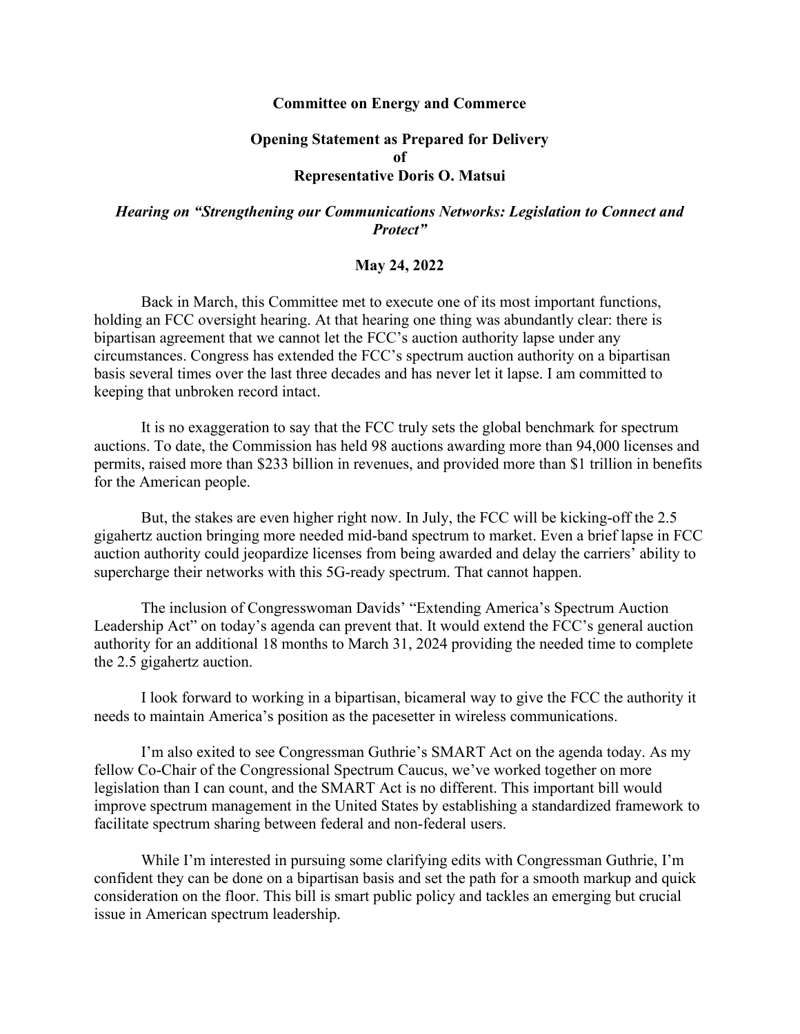**Committee on Energy and Commerce**

**Opening Statement as Prepared for Delivery**
**of**
**Representative Doris O. Matsui**

***Hearing on "Strengthening our Communications Networks: Legislation to Connect and Protect"***

**May 24, 2022**

Back in March, this Committee met to execute one of its most important functions, holding an FCC oversight hearing. At that hearing one thing was abundantly clear: there is bipartisan agreement that we cannot let the FCC's auction authority lapse under any circumstances. Congress has extended the FCC's spectrum auction authority on a bipartisan basis several times over the last three decades and has never let it lapse. I am committed to keeping that unbroken record intact.

It is no exaggeration to say that the FCC truly sets the global benchmark for spectrum auctions. To date, the Commission has held 98 auctions awarding more than 94,000 licenses and permits, raised more than $233 billion in revenues, and provided more than $1 trillion in benefits for the American people.

But, the stakes are even higher right now. In July, the FCC will be kicking-off the 2.5 gigahertz auction bringing more needed mid-band spectrum to market. Even a brief lapse in FCC auction authority could jeopardize licenses from being awarded and delay the carriers' ability to supercharge their networks with this 5G-ready spectrum. That cannot happen.

The inclusion of Congresswoman Davids' "Extending America's Spectrum Auction Leadership Act" on today's agenda can prevent that. It would extend the FCC's general auction authority for an additional 18 months to March 31, 2024 providing the needed time to complete the 2.5 gigahertz auction.

I look forward to working in a bipartisan, bicameral way to give the FCC the authority it needs to maintain America's position as the pacesetter in wireless communications.

I'm also exited to see Congressman Guthrie's SMART Act on the agenda today. As my fellow Co-Chair of the Congressional Spectrum Caucus, we've worked together on more legislation than I can count, and the SMART Act is no different. This important bill would improve spectrum management in the United States by establishing a standardized framework to facilitate spectrum sharing between federal and non-federal users.

While I'm interested in pursuing some clarifying edits with Congressman Guthrie, I'm confident they can be done on a bipartisan basis and set the path for a smooth markup and quick consideration on the floor. This bill is smart public policy and tackles an emerging but crucial issue in American spectrum leadership.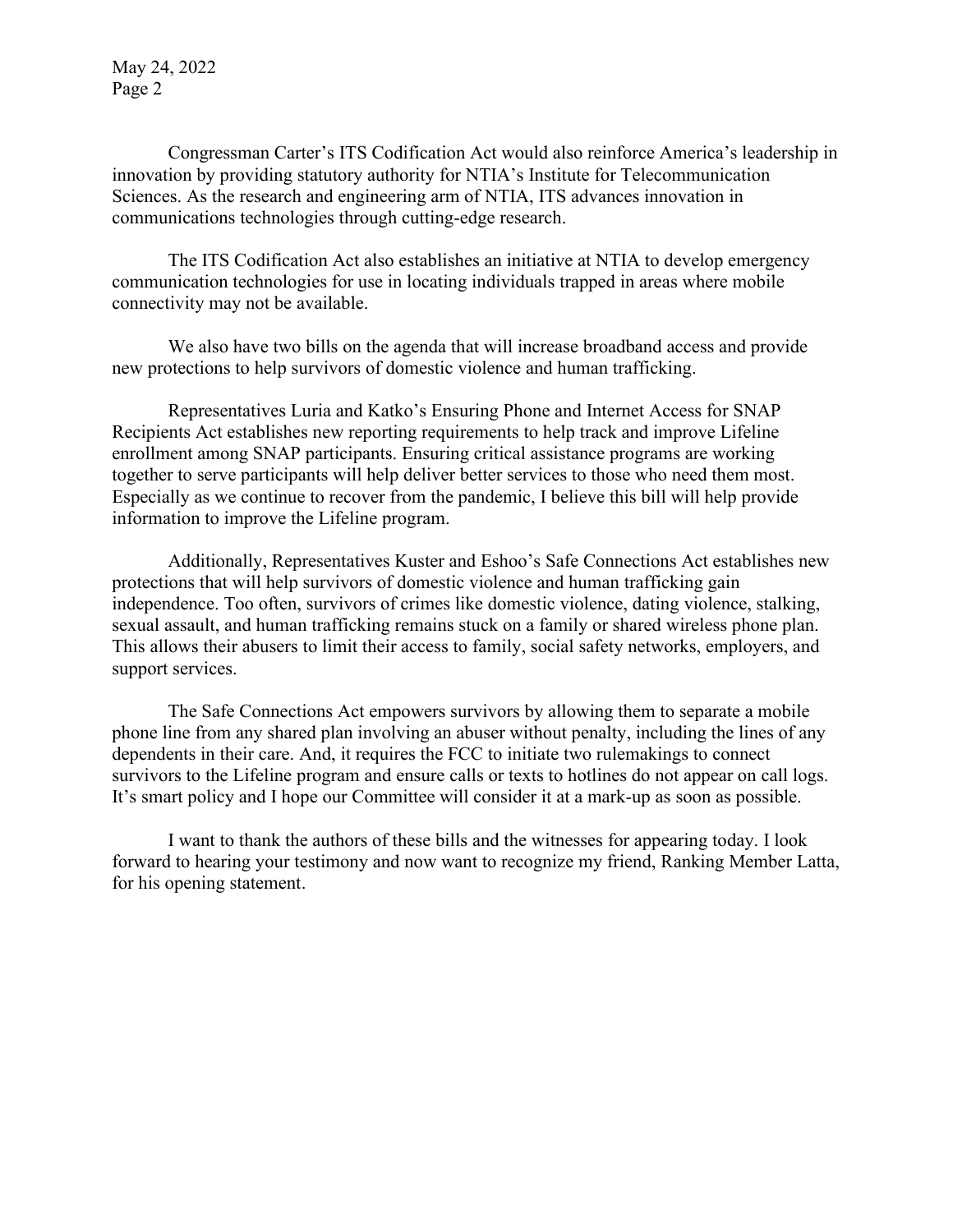Congressman Carter's ITS Codification Act would also reinforce America's leadership in innovation by providing statutory authority for NTIA's Institute for Telecommunication Sciences. As the research and engineering arm of NTIA, ITS advances innovation in communications technologies through cutting-edge research.

The ITS Codification Act also establishes an initiative at NTIA to develop emergency communication technologies for use in locating individuals trapped in areas where mobile connectivity may not be available.

We also have two bills on the agenda that will increase broadband access and provide new protections to help survivors of domestic violence and human trafficking.

Representatives Luria and Katko's Ensuring Phone and Internet Access for SNAP Recipients Act establishes new reporting requirements to help track and improve Lifeline enrollment among SNAP participants. Ensuring critical assistance programs are working together to serve participants will help deliver better services to those who need them most. Especially as we continue to recover from the pandemic, I believe this bill will help provide information to improve the Lifeline program.

Additionally, Representatives Kuster and Eshoo's Safe Connections Act establishes new protections that will help survivors of domestic violence and human trafficking gain independence. Too often, survivors of crimes like domestic violence, dating violence, stalking, sexual assault, and human trafficking remains stuck on a family or shared wireless phone plan. This allows their abusers to limit their access to family, social safety networks, employers, and support services.

The Safe Connections Act empowers survivors by allowing them to separate a mobile phone line from any shared plan involving an abuser without penalty, including the lines of any dependents in their care. And, it requires the FCC to initiate two rulemakings to connect survivors to the Lifeline program and ensure calls or texts to hotlines do not appear on call logs. It's smart policy and I hope our Committee will consider it at a mark-up as soon as possible.

I want to thank the authors of these bills and the witnesses for appearing today. I look forward to hearing your testimony and now want to recognize my friend, Ranking Member Latta, for his opening statement.